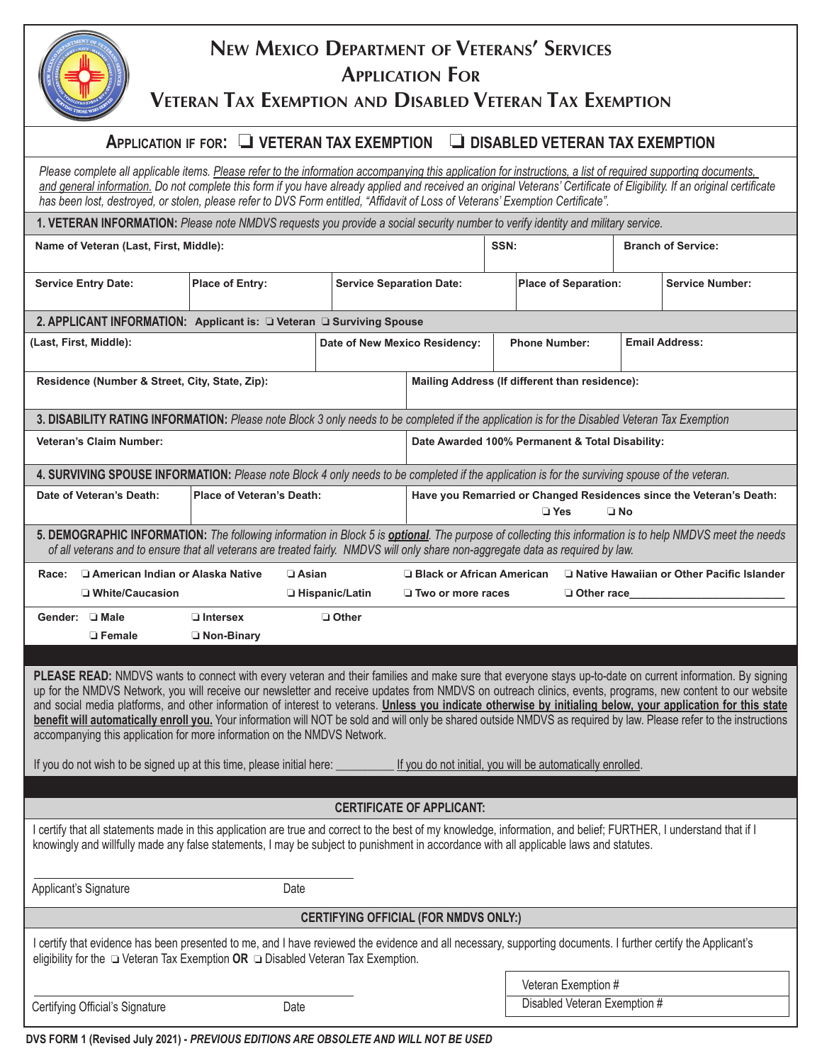# New Mexico Department of Veterans' Services
## Application For
## Veteran Tax Exemption and Disabled Veteran Tax Exemption

**APPLICATION IF FOR: ❑ VETERAN TAX EXEMPTION ❑ DISABLED VETERAN TAX EXEMPTION**

*Please complete all applicable items. Please refer to the information accompanying this application for instructions, a list of required supporting documents, and general information. Do not complete this form if you have already applied and received an original Veterans' Certificate of Eligibility. If an original certificate has been lost, destroyed, or stolen, please refer to DVS Form entitled, "Affidavit of Loss of Veterans' Exemption Certificate".*

**1. VETERAN INFORMATION:** *Please note NMDVS requests you provide a social security number to verify identity and military service.*

| Name of Veteran (Last, First, Middle): | | SSN: | Branch of Service: | |
|---|---|---|---|---|
| **Service Entry Date:** | **Place of Entry:** | **Service Separation Date:** | **Place of Separation:** | **Service Number:** |

**2. APPLICANT INFORMATION: Applicant is: ❑ Veteran ❑ Surviving Spouse**

| (Last, First, Middle): | Date of New Mexico Residency: | Phone Number: | Email Address: |
|---|---|---|---|
| **Residence (Number & Street, City, State, Zip):** | | **Mailing Address (If different than residence):** | |

**3. DISABILITY RATING INFORMATION:** *Please note Block 3 only needs to be completed if the application is for the Disabled Veteran Tax Exemption*

| Veteran's Claim Number: | Date Awarded 100% Permanent & Total Disability: |
|---|---|

**4. SURVIVING SPOUSE INFORMATION:** *Please note Block 4 only needs to be completed if the application is for the surviving spouse of the veteran.*

| Date of Veteran's Death: | Place of Veteran's Death: | Have you Remarried or Changed Residences since the Veteran's Death: ❑ Yes ❑ No |
|---|---|---|

**5. DEMOGRAPHIC INFORMATION:** *The following information in Block 5 is **optional**. The purpose of collecting this information is to help NMDVS meet the needs of all veterans and to ensure that all veterans are treated fairly. NMDVS will only share non-aggregate data as required by law.*

**Race:** ❑ American Indian or Alaska Native ❑ Asian ❑ Black or African American ❑ Native Hawaiian or Other Pacific Islander ❑ White/Caucasion ❑ Hispanic/Latin ❑ Two or more races ❑ Other race________________________

**Gender:** ❑ Male ❑ Intersex ❑ Other ❑ Female ❑ Non-Binary

**PLEASE READ:** NMDVS wants to connect with every veteran and their families and make sure that everyone stays up-to-date on current information. By signing up for the NMDVS Network, you will receive our newsletter and receive updates from NMDVS on outreach clinics, events, programs, new content to our website and social media platforms, and other information of interest to veterans. **Unless you indicate otherwise by initialing below, your application for this state benefit will automatically enroll you.** Your information will NOT be sold and will only be shared outside NMDVS as required by law. Please refer to the instructions accompanying this application for more information on the NMDVS Network.

If you do not wish to be signed up at this time, please initial here: _________ If you do not initial, you will be automatically enrolled.

### CERTIFICATE OF APPLICANT:

I certify that all statements made in this application are true and correct to the best of my knowledge, information, and belief; FURTHER, I understand that if I knowingly and willfully made any false statements, I may be subject to punishment in accordance with all applicable laws and statutes.

______________________________________
Applicant's Signature Date

### CERTIFYING OFFICIAL (FOR NMDVS ONLY:)

I certify that evidence has been presented to me, and I have reviewed the evidence and all necessary, supporting documents. I further certify the Applicant's eligibility for the ❑ Veteran Tax Exemption **OR** ❑ Disabled Veteran Tax Exemption.

______________________________________
Certifying Official's Signature Date

Veteran Exemption #

Disabled Veteran Exemption #

**DVS FORM 1 (Revised July 2021) - *PREVIOUS EDITIONS ARE OBSOLETE AND WILL NOT BE USED***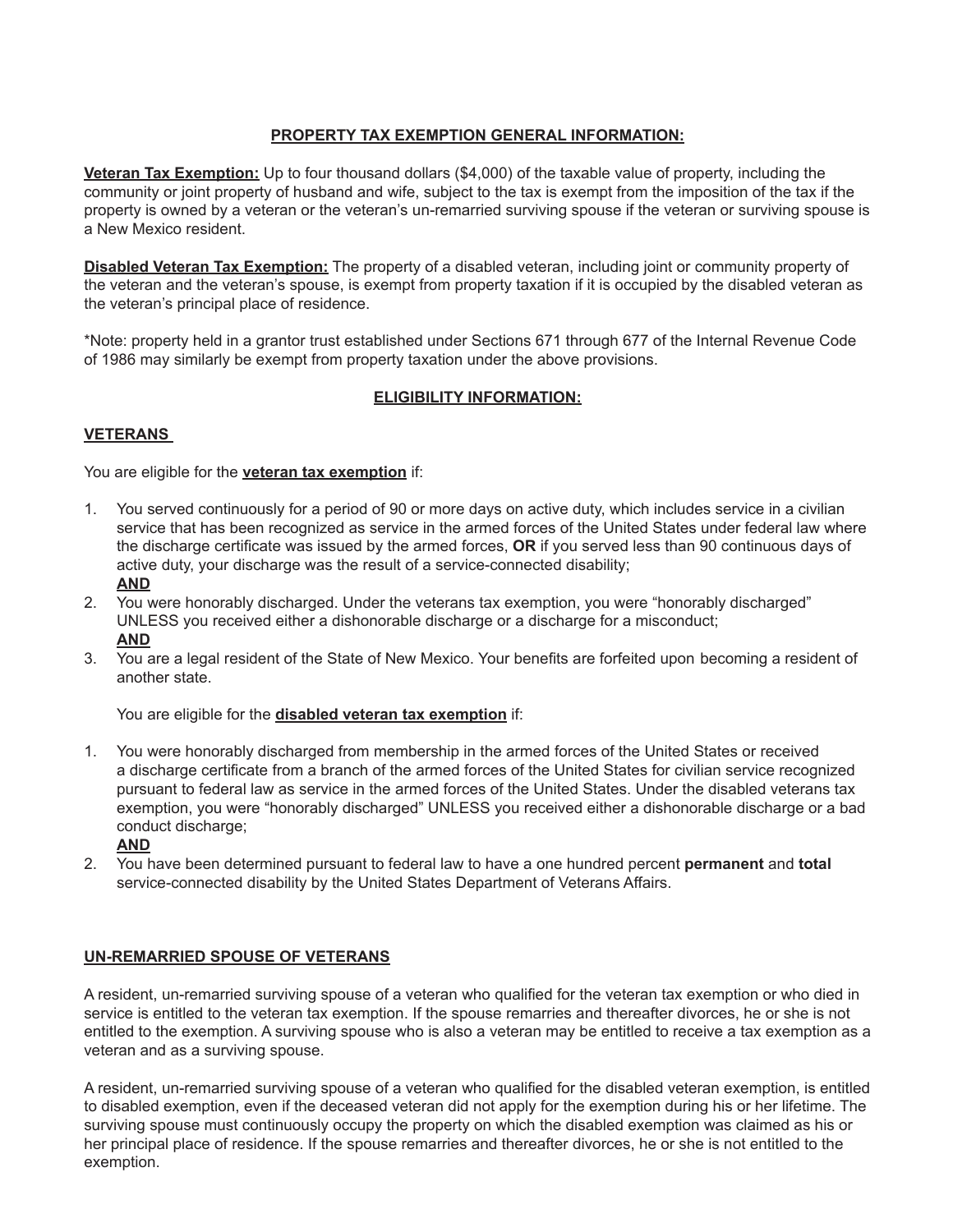## PROPERTY TAX EXEMPTION GENERAL INFORMATION:

**Veteran Tax Exemption:** Up to four thousand dollars ($4,000) of the taxable value of property, including the community or joint property of husband and wife, subject to the tax is exempt from the imposition of the tax if the property is owned by a veteran or the veteran's un-remarried surviving spouse if the veteran or surviving spouse is a New Mexico resident.

**Disabled Veteran Tax Exemption:** The property of a disabled veteran, including joint or community property of the veteran and the veteran's spouse, is exempt from property taxation if it is occupied by the disabled veteran as the veteran's principal place of residence.

*Note: property held in a grantor trust established under Sections 671 through 677 of the Internal Revenue Code of 1986 may similarly be exempt from property taxation under the above provisions.

## ELIGIBILITY INFORMATION:

### VETERANS

You are eligible for the **veteran tax exemption** if:

1. You served continuously for a period of 90 or more days on active duty, which includes service in a civilian service that has been recognized as service in the armed forces of the United States under federal law where the discharge certificate was issued by the armed forces, **OR** if you served less than 90 continuous days of active duty, your discharge was the result of a service-connected disability;
   **AND**
2. You were honorably discharged. Under the veterans tax exemption, you were "honorably discharged" UNLESS you received either a dishonorable discharge or a discharge for a misconduct;
   **AND**
3. You are a legal resident of the State of New Mexico. Your benefits are forfeited upon becoming a resident of another state.

You are eligible for the **disabled veteran tax exemption** if:

1. You were honorably discharged from membership in the armed forces of the United States or received a discharge certificate from a branch of the armed forces of the United States for civilian service recognized pursuant to federal law as service in the armed forces of the United States. Under the disabled veterans tax exemption, you were "honorably discharged" UNLESS you received either a dishonorable discharge or a bad conduct discharge;
   **AND**
2. You have been determined pursuant to federal law to have a one hundred percent **permanent** and **total** service-connected disability by the United States Department of Veterans Affairs.

### UN-REMARRIED SPOUSE OF VETERANS

A resident, un-remarried surviving spouse of a veteran who qualified for the veteran tax exemption or who died in service is entitled to the veteran tax exemption. If the spouse remarries and thereafter divorces, he or she is not entitled to the exemption. A surviving spouse who is also a veteran may be entitled to receive a tax exemption as a veteran and as a surviving spouse.

A resident, un-remarried surviving spouse of a veteran who qualified for the disabled veteran exemption, is entitled to disabled exemption, even if the deceased veteran did not apply for the exemption during his or her lifetime. The surviving spouse must continuously occupy the property on which the disabled exemption was claimed as his or her principal place of residence. If the spouse remarries and thereafter divorces, he or she is not entitled to the exemption.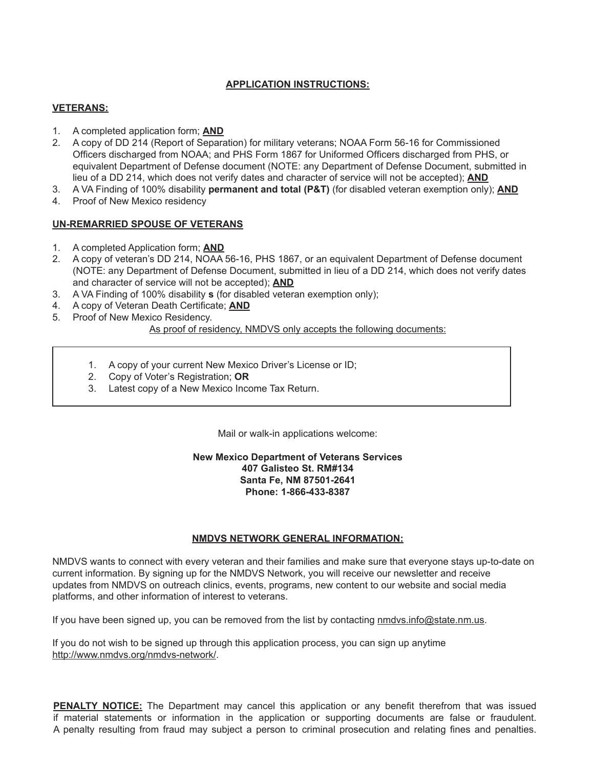## APPLICATION INSTRUCTIONS:

### VETERANS:

1. A completed application form; **AND**
2. A copy of DD 214 (Report of Separation) for military veterans; NOAA Form 56-16 for Commissioned Officers discharged from NOAA; and PHS Form 1867 for Uniformed Officers discharged from PHS, or equivalent Department of Defense document (NOTE: any Department of Defense Document, submitted in lieu of a DD 214, which does not verify dates and character of service will not be accepted); **AND**
3. A VA Finding of 100% disability **permanent and total (P&T)** (for disabled veteran exemption only); **AND**
4. Proof of New Mexico residency

### UN-REMARRIED SPOUSE OF VETERANS

1. A completed Application form; **AND**
2. A copy of veteran's DD 214, NOAA 56-16, PHS 1867, or an equivalent Department of Defense document (NOTE: any Department of Defense Document, submitted in lieu of a DD 214, which does not verify dates and character of service will not be accepted); **AND**
3. A VA Finding of 100% disability **s** (for disabled veteran exemption only);
4. A copy of Veteran Death Certificate; **AND**
5. Proof of New Mexico Residency.

As proof of residency, NMDVS only accepts the following documents:

1. A copy of your current New Mexico Driver's License or ID;
2. Copy of Voter's Registration; **OR**
3. Latest copy of a New Mexico Income Tax Return.

Mail or walk-in applications welcome:

**New Mexico Department of Veterans Services**
**407 Galisteo St. RM#134**
**Santa Fe, NM 87501-2641**
**Phone: 1-866-433-8387**

## NMDVS NETWORK GENERAL INFORMATION:

NMDVS wants to connect with every veteran and their families and make sure that everyone stays up-to-date on current information. By signing up for the NMDVS Network, you will receive our newsletter and receive updates from NMDVS on outreach clinics, events, programs, new content to our website and social media platforms, and other information of interest to veterans.

If you have been signed up, you can be removed from the list by contacting nmdvs.info@state.nm.us.

If you do not wish to be signed up through this application process, you can sign up anytime http://www.nmdvs.org/nmdvs-network/.

**PENALTY NOTICE:** The Department may cancel this application or any benefit therefrom that was issued if material statements or information in the application or supporting documents are false or fraudulent. A penalty resulting from fraud may subject a person to criminal prosecution and relating fines and penalties.